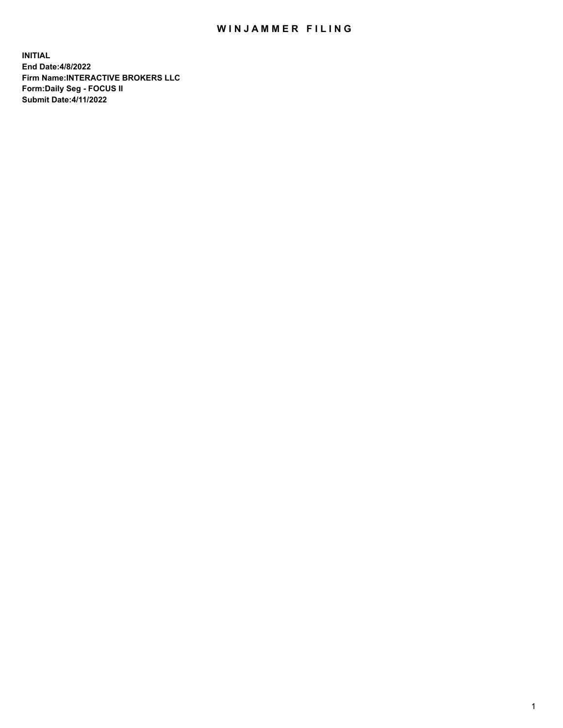# WINJAMMER FILING

**INITIAL**
**End Date:4/8/2022**
**Firm Name:INTERACTIVE BROKERS LLC**
**Form:Daily Seg - FOCUS II**
**Submit Date:4/11/2022**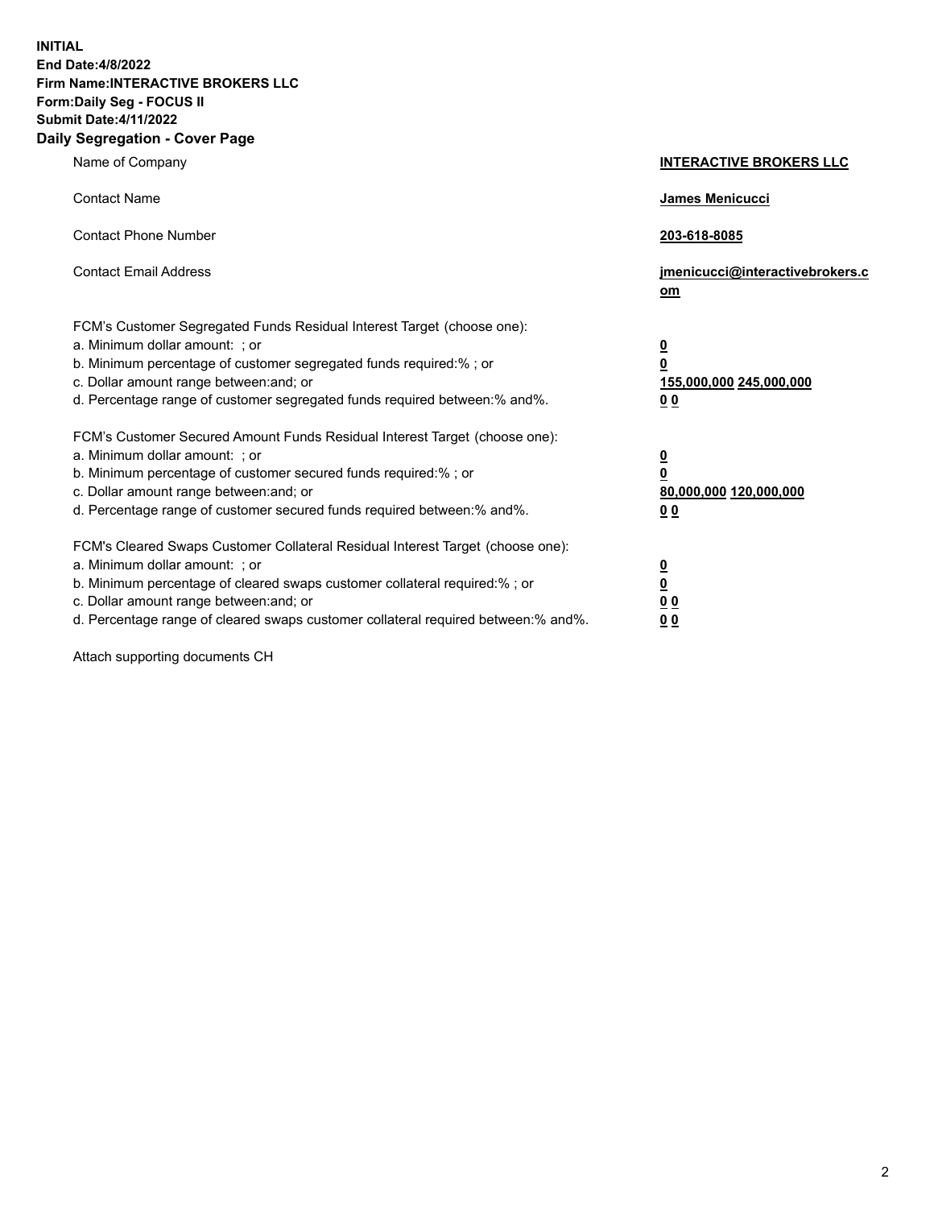**INITIAL**
**End Date:4/8/2022**
**Firm Name:INTERACTIVE BROKERS LLC**
**Form:Daily Seg - FOCUS II**
**Submit Date:4/11/2022**

## Daily Segregation - Cover Page

| | |
|---|---|
| Name of Company | **INTERACTIVE BROKERS LLC** |
| Contact Name | **James Menicucci** |
| Contact Phone Number | **203-618-8085** |
| Contact Email Address | **jmenicucci@interactivebrokers.com** |
| FCM's Customer Segregated Funds Residual Interest Target (choose one): | |
| a. Minimum dollar amount: ; or | **0** |
| b. Minimum percentage of customer segregated funds required:% ; or | **0** |
| c. Dollar amount range between:and; or | **155,000,000 245,000,000** |
| d. Percentage range of customer segregated funds required between:% and%. | **0 0** |
| FCM's Customer Secured Amount Funds Residual Interest Target (choose one): | |
| a. Minimum dollar amount: ; or | **0** |
| b. Minimum percentage of customer secured funds required:% ; or | **0** |
| c. Dollar amount range between:and; or | **80,000,000 120,000,000** |
| d. Percentage range of customer secured funds required between:% and%. | **0 0** |
| FCM's Cleared Swaps Customer Collateral Residual Interest Target (choose one): | |
| a. Minimum dollar amount: ; or | **0** |
| b. Minimum percentage of cleared swaps customer collateral required:% ; or | **0** |
| c. Dollar amount range between:and; or | **0 0** |
| d. Percentage range of cleared swaps customer collateral required between:% and%. | **0 0** |

Attach supporting documents CH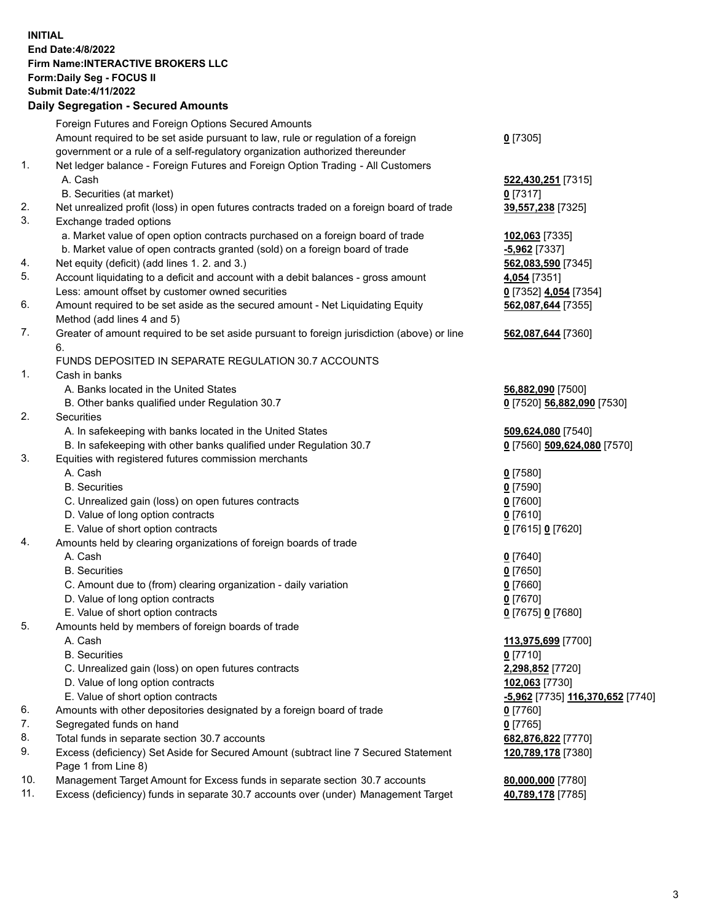**INITIAL**
**End Date:4/8/2022**
**Firm Name:INTERACTIVE BROKERS LLC**
**Form:Daily Seg - FOCUS II**
**Submit Date:4/11/2022**

**Daily Segregation - Secured Amounts**

| | | |
|---|---|---|
| | Foreign Futures and Foreign Options Secured Amounts | |
| | Amount required to be set aside pursuant to law, rule or regulation of a foreign government or a rule of a self-regulatory organization authorized thereunder | **0** [7305] |
| 1. | Net ledger balance - Foreign Futures and Foreign Option Trading - All Customers | |
| | A. Cash | **522,430,251** [7315] |
| | B. Securities (at market) | **0** [7317] |
| 2. | Net unrealized profit (loss) in open futures contracts traded on a foreign board of trade | **39,557,238** [7325] |
| 3. | Exchange traded options | |
| | a. Market value of open option contracts purchased on a foreign board of trade | **102,063** [7335] |
| | b. Market value of open contracts granted (sold) on a foreign board of trade | **-5,962** [7337] |
| 4. | Net equity (deficit) (add lines 1. 2. and 3.) | **562,083,590** [7345] |
| 5. | Account liquidating to a deficit and account with a debit balances - gross amount | **4,054** [7351] |
| | Less: amount offset by customer owned securities | **0** [7352] **4,054** [7354] |
| 6. | Amount required to be set aside as the secured amount - Net Liquidating Equity Method (add lines 4 and 5) | **562,087,644** [7355] |
| 7. | Greater of amount required to be set aside pursuant to foreign jurisdiction (above) or line 6. | **562,087,644** [7360] |
| | FUNDS DEPOSITED IN SEPARATE REGULATION 30.7 ACCOUNTS | |
| 1. | Cash in banks | |
| | A. Banks located in the United States | **56,882,090** [7500] |
| | B. Other banks qualified under Regulation 30.7 | **0** [7520] **56,882,090** [7530] |
| 2. | Securities | |
| | A. In safekeeping with banks located in the United States | **509,624,080** [7540] |
| | B. In safekeeping with other banks qualified under Regulation 30.7 | **0** [7560] **509,624,080** [7570] |
| 3. | Equities with registered futures commission merchants | |
| | A. Cash | **0** [7580] |
| | B. Securities | **0** [7590] |
| | C. Unrealized gain (loss) on open futures contracts | **0** [7600] |
| | D. Value of long option contracts | **0** [7610] |
| | E. Value of short option contracts | **0** [7615] **0** [7620] |
| 4. | Amounts held by clearing organizations of foreign boards of trade | |
| | A. Cash | **0** [7640] |
| | B. Securities | **0** [7650] |
| | C. Amount due to (from) clearing organization - daily variation | **0** [7660] |
| | D. Value of long option contracts | **0** [7670] |
| | E. Value of short option contracts | **0** [7675] **0** [7680] |
| 5. | Amounts held by members of foreign boards of trade | |
| | A. Cash | **113,975,699** [7700] |
| | B. Securities | **0** [7710] |
| | C. Unrealized gain (loss) on open futures contracts | **2,298,852** [7720] |
| | D. Value of long option contracts | **102,063** [7730] |
| | E. Value of short option contracts | **-5,962** [7735] **116,370,652** [7740] |
| 6. | Amounts with other depositories designated by a foreign board of trade | **0** [7760] |
| 7. | Segregated funds on hand | **0** [7765] |
| 8. | Total funds in separate section 30.7 accounts | **682,876,822** [7770] |
| 9. | Excess (deficiency) Set Aside for Secured Amount (subtract line 7 Secured Statement Page 1 from Line 8) | **120,789,178** [7380] |
| 10. | Management Target Amount for Excess funds in separate section 30.7 accounts | **80,000,000** [7780] |
| 11. | Excess (deficiency) funds in separate 30.7 accounts over (under) Management Target | **40,789,178** [7785] |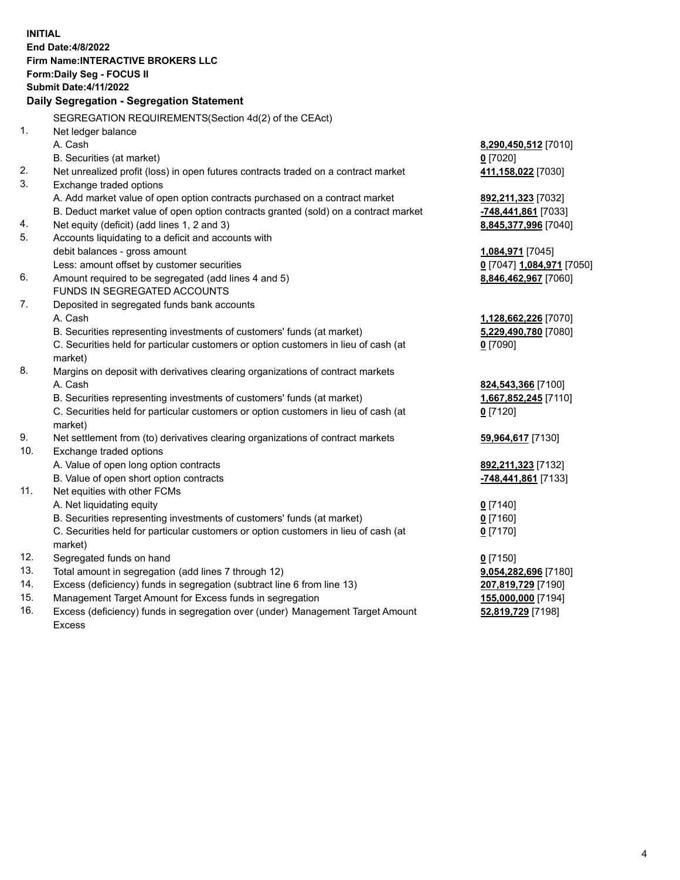**INITIAL**
**End Date:4/8/2022**
**Firm Name:INTERACTIVE BROKERS LLC**
**Form:Daily Seg - FOCUS II**
**Submit Date:4/11/2022**

## Daily Segregation - Segregation Statement

| | | |
|---|---|---|
| | SEGREGATION REQUIREMENTS(Section 4d(2) of the CEAct) | |
| 1. | Net ledger balance | |
| | A. Cash | **8,290,450,512** [7010] |
| | B. Securities (at market) | **0** [7020] |
| 2. | Net unrealized profit (loss) in open futures contracts traded on a contract market | **411,158,022** [7030] |
| 3. | Exchange traded options | |
| | A. Add market value of open option contracts purchased on a contract market | **892,211,323** [7032] |
| | B. Deduct market value of open option contracts granted (sold) on a contract market | **-748,441,861** [7033] |
| 4. | Net equity (deficit) (add lines 1, 2 and 3) | **8,845,377,996** [7040] |
| 5. | Accounts liquidating to a deficit and accounts with debit balances - gross amount | **1,084,971** [7045] |
| | Less: amount offset by customer securities | **0** [7047] **1,084,971** [7050] |
| 6. | Amount required to be segregated (add lines 4 and 5) | **8,846,462,967** [7060] |
| | FUNDS IN SEGREGATED ACCOUNTS | |
| 7. | Deposited in segregated funds bank accounts | |
| | A. Cash | **1,128,662,226** [7070] |
| | B. Securities representing investments of customers' funds (at market) | **5,229,490,780** [7080] |
| | C. Securities held for particular customers or option customers in lieu of cash (at market) | **0** [7090] |
| 8. | Margins on deposit with derivatives clearing organizations of contract markets | |
| | A. Cash | **824,543,366** [7100] |
| | B. Securities representing investments of customers' funds (at market) | **1,667,852,245** [7110] |
| | C. Securities held for particular customers or option customers in lieu of cash (at market) | **0** [7120] |
| 9. | Net settlement from (to) derivatives clearing organizations of contract markets | **59,964,617** [7130] |
| 10. | Exchange traded options | |
| | A. Value of open long option contracts | **892,211,323** [7132] |
| | B. Value of open short option contracts | **-748,441,861** [7133] |
| 11. | Net equities with other FCMs | |
| | A. Net liquidating equity | **0** [7140] |
| | B. Securities representing investments of customers' funds (at market) | **0** [7160] |
| | C. Securities held for particular customers or option customers in lieu of cash (at market) | **0** [7170] |
| 12. | Segregated funds on hand | **0** [7150] |
| 13. | Total amount in segregation (add lines 7 through 12) | **9,054,282,696** [7180] |
| 14. | Excess (deficiency) funds in segregation (subtract line 6 from line 13) | **207,819,729** [7190] |
| 15. | Management Target Amount for Excess funds in segregation | **155,000,000** [7194] |
| 16. | Excess (deficiency) funds in segregation over (under) Management Target Amount Excess | **52,819,729** [7198] |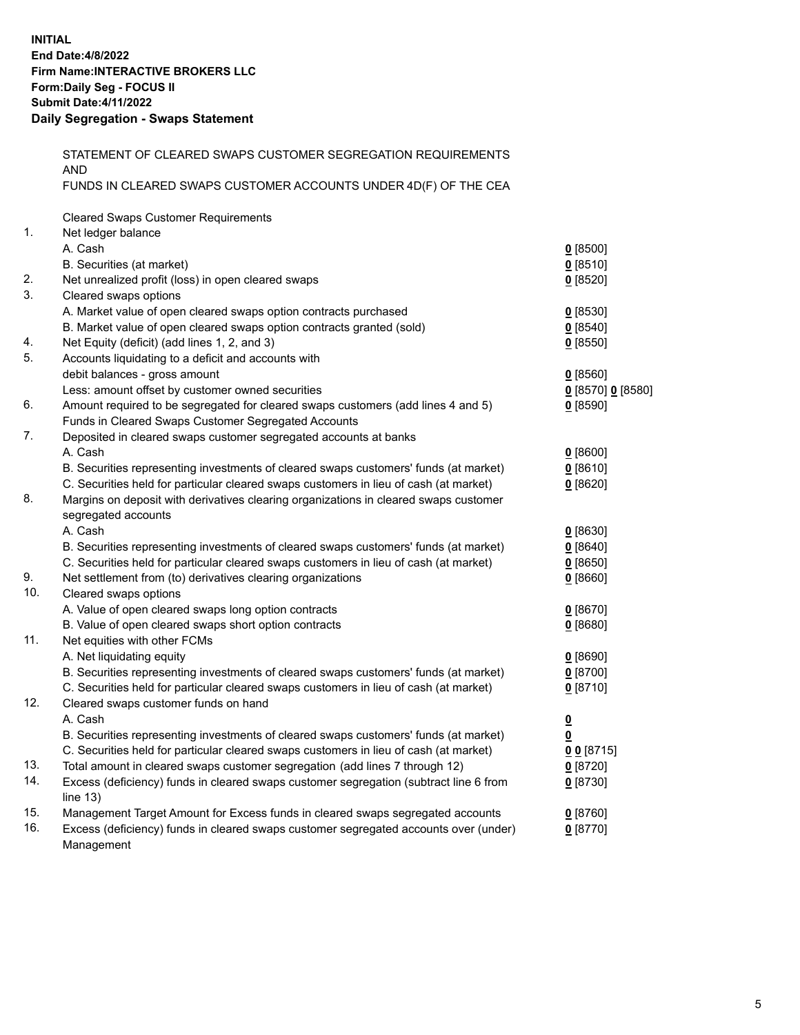**INITIAL**
**End Date:4/8/2022**
**Firm Name:INTERACTIVE BROKERS LLC**
**Form:Daily Seg - FOCUS II**
**Submit Date:4/11/2022**
**Daily Segregation - Swaps Statement**

STATEMENT OF CLEARED SWAPS CUSTOMER SEGREGATION REQUIREMENTS AND FUNDS IN CLEARED SWAPS CUSTOMER ACCOUNTS UNDER 4D(F) OF THE CEA

| | | |
|---|---|---|
| | Cleared Swaps Customer Requirements | |
| 1. | Net ledger balance | |
| | A. Cash | 0 [8500] |
| | B. Securities (at market) | 0 [8510] |
| 2. | Net unrealized profit (loss) in open cleared swaps | 0 [8520] |
| 3. | Cleared swaps options | |
| | A. Market value of open cleared swaps option contracts purchased | 0 [8530] |
| | B. Market value of open cleared swaps option contracts granted (sold) | 0 [8540] |
| 4. | Net Equity (deficit) (add lines 1, 2, and 3) | 0 [8550] |
| 5. | Accounts liquidating to a deficit and accounts with debit balances - gross amount | 0 [8560] |
| | Less: amount offset by customer owned securities | 0 [8570] 0 [8580] |
| 6. | Amount required to be segregated for cleared swaps customers (add lines 4 and 5) | 0 [8590] |
| | Funds in Cleared Swaps Customer Segregated Accounts | |
| 7. | Deposited in cleared swaps customer segregated accounts at banks | |
| | A. Cash | 0 [8600] |
| | B. Securities representing investments of cleared swaps customers' funds (at market) | 0 [8610] |
| | C. Securities held for particular cleared swaps customers in lieu of cash (at market) | 0 [8620] |
| 8. | Margins on deposit with derivatives clearing organizations in cleared swaps customer segregated accounts | |
| | A. Cash | 0 [8630] |
| | B. Securities representing investments of cleared swaps customers' funds (at market) | 0 [8640] |
| | C. Securities held for particular cleared swaps customers in lieu of cash (at market) | 0 [8650] |
| 9. | Net settlement from (to) derivatives clearing organizations | 0 [8660] |
| 10. | Cleared swaps options | |
| | A. Value of open cleared swaps long option contracts | 0 [8670] |
| | B. Value of open cleared swaps short option contracts | 0 [8680] |
| 11. | Net equities with other FCMs | |
| | A. Net liquidating equity | 0 [8690] |
| | B. Securities representing investments of cleared swaps customers' funds (at market) | 0 [8700] |
| | C. Securities held for particular cleared swaps customers in lieu of cash (at market) | 0 [8710] |
| 12. | Cleared swaps customer funds on hand | |
| | A. Cash | 0 |
| | B. Securities representing investments of cleared swaps customers' funds (at market) | 0 |
| | C. Securities held for particular cleared swaps customers in lieu of cash (at market) | 0 0 [8715] |
| 13. | Total amount in cleared swaps customer segregation (add lines 7 through 12) | 0 [8720] |
| 14. | Excess (deficiency) funds in cleared swaps customer segregation (subtract line 6 from line 13) | 0 [8730] |
| 15. | Management Target Amount for Excess funds in cleared swaps segregated accounts | 0 [8760] |
| 16. | Excess (deficiency) funds in cleared swaps customer segregated accounts over (under) Management | 0 [8770] |